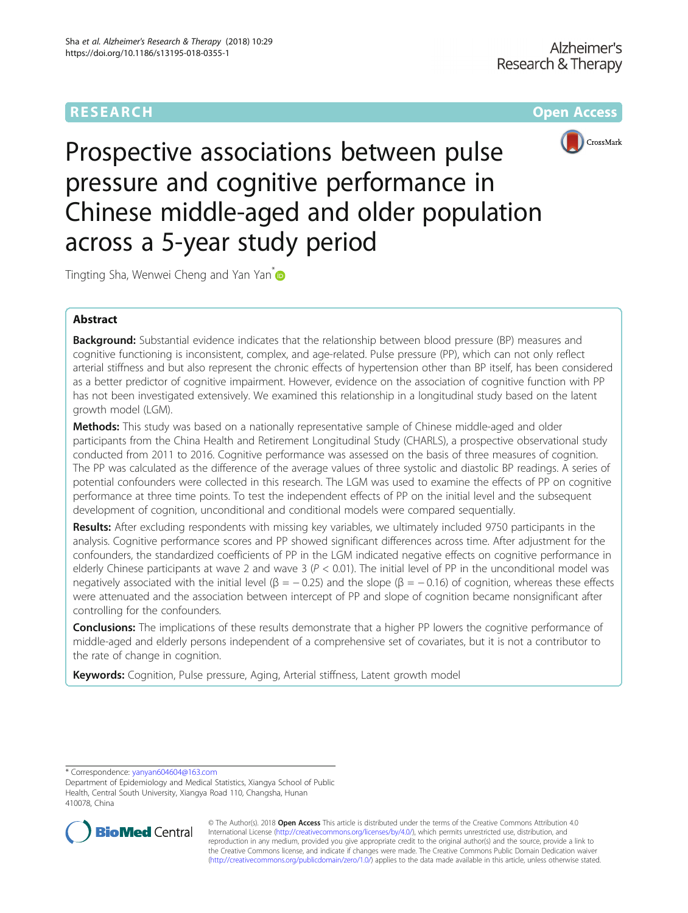RESEARCH Open Access

# Prospective associations between pulse pressure and cognitive performance in Chinese middle-aged and older population across a 5-year study period

Tingting Sha, Wenwei Cheng and Yan Yan*

## Abstract

**Background:** Substantial evidence indicates that the relationship between blood pressure (BP) measures and cognitive functioning is inconsistent, complex, and age-related. Pulse pressure (PP), which can not only reflect arterial stiffness and but also represent the chronic effects of hypertension other than BP itself, has been considered as a better predictor of cognitive impairment. However, evidence on the association of cognitive function with PP has not been investigated extensively. We examined this relationship in a longitudinal study based on the latent growth model (LGM).

**Methods:** This study was based on a nationally representative sample of Chinese middle-aged and older participants from the China Health and Retirement Longitudinal Study (CHARLS), a prospective observational study conducted from 2011 to 2016. Cognitive performance was assessed on the basis of three measures of cognition. The PP was calculated as the difference of the average values of three systolic and diastolic BP readings. A series of potential confounders were collected in this research. The LGM was used to examine the effects of PP on cognitive performance at three time points. To test the independent effects of PP on the initial level and the subsequent development of cognition, unconditional and conditional models were compared sequentially.

**Results:** After excluding respondents with missing key variables, we ultimately included 9750 participants in the analysis. Cognitive performance scores and PP showed significant differences across time. After adjustment for the confounders, the standardized coefficients of PP in the LGM indicated negative effects on cognitive performance in elderly Chinese participants at wave 2 and wave 3 ($P < 0.01$). The initial level of PP in the unconditional model was negatively associated with the initial level ($\beta = -0.25$) and the slope ($\beta = -0.16$) of cognition, whereas these effects were attenuated and the association between intercept of PP and slope of cognition became nonsignificant after controlling for the confounders.

**Conclusions:** The implications of these results demonstrate that a higher PP lowers the cognitive performance of middle-aged and elderly persons independent of a comprehensive set of covariates, but it is not a contributor to the rate of change in cognition.

**Keywords:** Cognition, Pulse pressure, Aging, Arterial stiffness, Latent growth model

---

* Correspondence: yanyan604604@163.com
Department of Epidemiology and Medical Statistics, Xiangya School of Public Health, Central South University, Xiangya Road 110, Changsha, Hunan 410078, China

© The Author(s). 2018 **Open Access** This article is distributed under the terms of the Creative Commons Attribution 4.0 International License (http://creativecommons.org/licenses/by/4.0/), which permits unrestricted use, distribution, and reproduction in any medium, provided you give appropriate credit to the original author(s) and the source, provide a link to the Creative Commons license, and indicate if changes were made. The Creative Commons Public Domain Dedication waiver (http://creativecommons.org/publicdomain/zero/1.0/) applies to the data made available in this article, unless otherwise stated.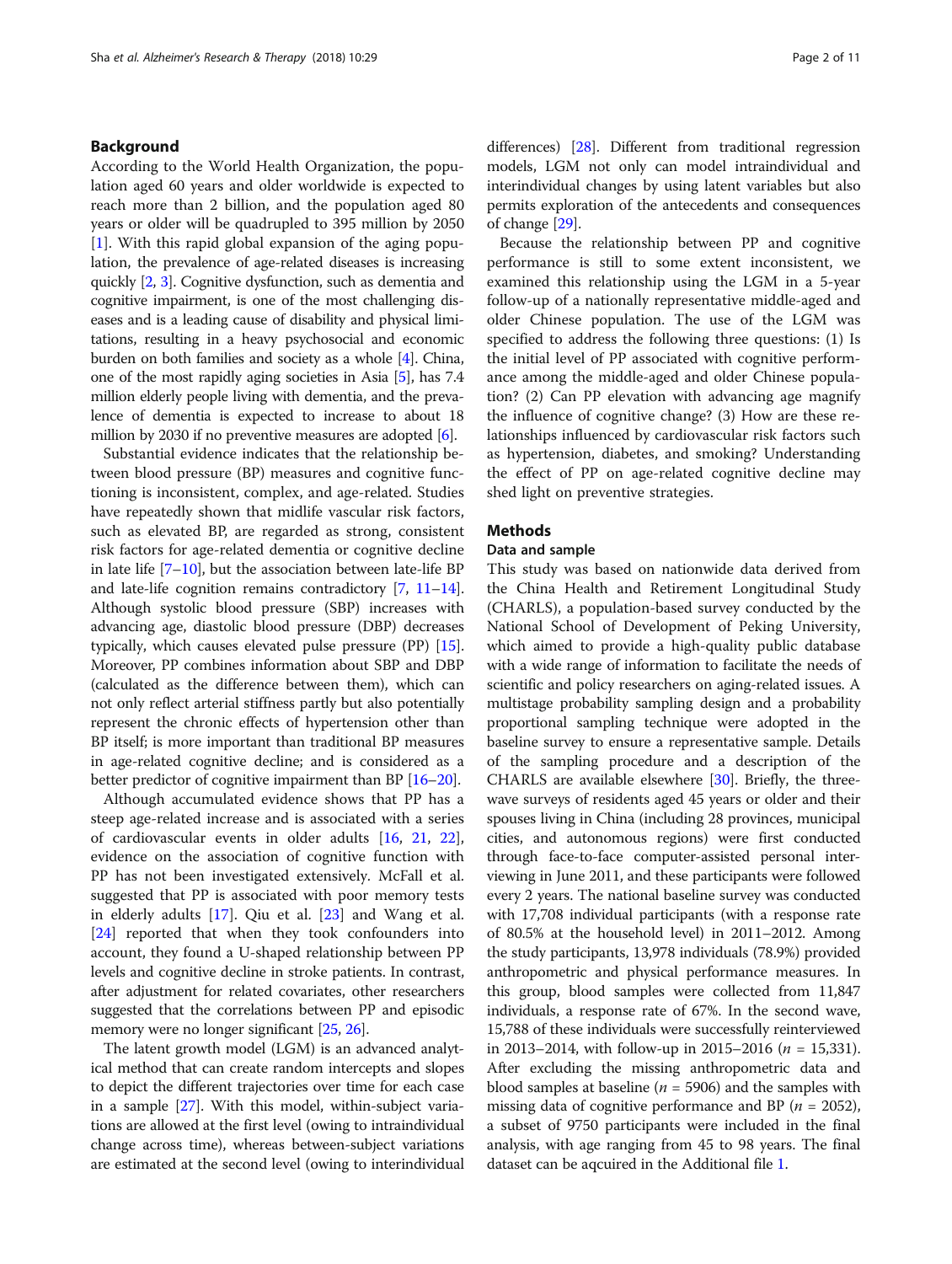## Background

According to the World Health Organization, the population aged 60 years and older worldwide is expected to reach more than 2 billion, and the population aged 80 years or older will be quadrupled to 395 million by 2050 [1]. With this rapid global expansion of the aging population, the prevalence of age-related diseases is increasing quickly [2, 3]. Cognitive dysfunction, such as dementia and cognitive impairment, is one of the most challenging diseases and is a leading cause of disability and physical limitations, resulting in a heavy psychosocial and economic burden on both families and society as a whole [4]. China, one of the most rapidly aging societies in Asia [5], has 7.4 million elderly people living with dementia, and the prevalence of dementia is expected to increase to about 18 million by 2030 if no preventive measures are adopted [6].

Substantial evidence indicates that the relationship between blood pressure (BP) measures and cognitive functioning is inconsistent, complex, and age-related. Studies have repeatedly shown that midlife vascular risk factors, such as elevated BP, are regarded as strong, consistent risk factors for age-related dementia or cognitive decline in late life [7–10], but the association between late-life BP and late-life cognition remains contradictory [7, 11–14]. Although systolic blood pressure (SBP) increases with advancing age, diastolic blood pressure (DBP) decreases typically, which causes elevated pulse pressure (PP) [15]. Moreover, PP combines information about SBP and DBP (calculated as the difference between them), which can not only reflect arterial stiffness partly but also potentially represent the chronic effects of hypertension other than BP itself; is more important than traditional BP measures in age-related cognitive decline; and is considered as a better predictor of cognitive impairment than BP [16–20].

Although accumulated evidence shows that PP has a steep age-related increase and is associated with a series of cardiovascular events in older adults [16, 21, 22], evidence on the association of cognitive function with PP has not been investigated extensively. McFall et al. suggested that PP is associated with poor memory tests in elderly adults [17]. Qiu et al. [23] and Wang et al. [24] reported that when they took confounders into account, they found a U-shaped relationship between PP levels and cognitive decline in stroke patients. In contrast, after adjustment for related covariates, other researchers suggested that the correlations between PP and episodic memory were no longer significant [25, 26].

The latent growth model (LGM) is an advanced analytical method that can create random intercepts and slopes to depict the different trajectories over time for each case in a sample [27]. With this model, within-subject variations are allowed at the first level (owing to intraindividual change across time), whereas between-subject variations are estimated at the second level (owing to interindividual differences) [28]. Different from traditional regression models, LGM not only can model intraindividual and interindividual changes by using latent variables but also permits exploration of the antecedents and consequences of change [29].

Because the relationship between PP and cognitive performance is still to some extent inconsistent, we examined this relationship using the LGM in a 5-year follow-up of a nationally representative middle-aged and older Chinese population. The use of the LGM was specified to address the following three questions: (1) Is the initial level of PP associated with cognitive performance among the middle-aged and older Chinese population? (2) Can PP elevation with advancing age magnify the influence of cognitive change? (3) How are these relationships influenced by cardiovascular risk factors such as hypertension, diabetes, and smoking? Understanding the effect of PP on age-related cognitive decline may shed light on preventive strategies.

## Methods

### Data and sample

This study was based on nationwide data derived from the China Health and Retirement Longitudinal Study (CHARLS), a population-based survey conducted by the National School of Development of Peking University, which aimed to provide a high-quality public database with a wide range of information to facilitate the needs of scientific and policy researchers on aging-related issues. A multistage probability sampling design and a probability proportional sampling technique were adopted in the baseline survey to ensure a representative sample. Details of the sampling procedure and a description of the CHARLS are available elsewhere [30]. Briefly, the three-wave surveys of residents aged 45 years or older and their spouses living in China (including 28 provinces, municipal cities, and autonomous regions) were first conducted through face-to-face computer-assisted personal interviewing in June 2011, and these participants were followed every 2 years. The national baseline survey was conducted with 17,708 individual participants (with a response rate of 80.5% at the household level) in 2011–2012. Among the study participants, 13,978 individuals (78.9%) provided anthropometric and physical performance measures. In this group, blood samples were collected from 11,847 individuals, a response rate of 67%. In the second wave, 15,788 of these individuals were successfully reinterviewed in 2013–2014, with follow-up in 2015–2016 ($n$ = 15,331). After excluding the missing anthropometric data and blood samples at baseline ($n$ = 5906) and the samples with missing data of cognitive performance and BP ($n$ = 2052), a subset of 9750 participants were included in the final analysis, with age ranging from 45 to 98 years. The final dataset can be aqcuired in the Additional file 1.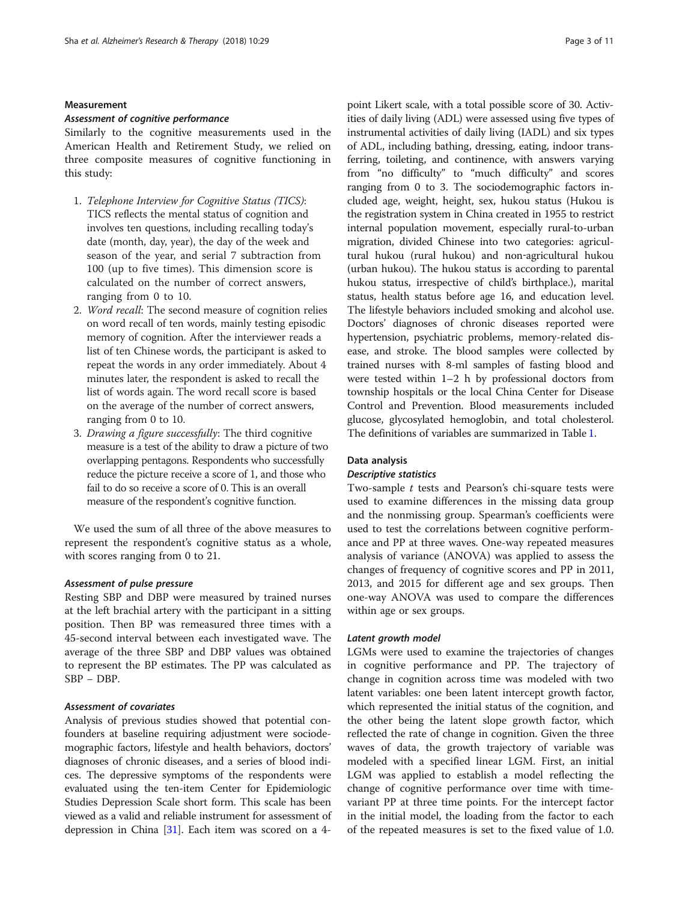## Measurement

### Assessment of cognitive performance

Similarly to the cognitive measurements used in the American Health and Retirement Study, we relied on three composite measures of cognitive functioning in this study:

1. *Telephone Interview for Cognitive Status (TICS)*: TICS reflects the mental status of cognition and involves ten questions, including recalling today's date (month, day, year), the day of the week and season of the year, and serial 7 subtraction from 100 (up to five times). This dimension score is calculated on the number of correct answers, ranging from 0 to 10.
2. *Word recall*: The second measure of cognition relies on word recall of ten words, mainly testing episodic memory of cognition. After the interviewer reads a list of ten Chinese words, the participant is asked to repeat the words in any order immediately. About 4 minutes later, the respondent is asked to recall the list of words again. The word recall score is based on the average of the number of correct answers, ranging from 0 to 10.
3. *Drawing a figure successfully*: The third cognitive measure is a test of the ability to draw a picture of two overlapping pentagons. Respondents who successfully reduce the picture receive a score of 1, and those who fail to do so receive a score of 0. This is an overall measure of the respondent's cognitive function.

We used the sum of all three of the above measures to represent the respondent's cognitive status as a whole, with scores ranging from 0 to 21.

### Assessment of pulse pressure

Resting SBP and DBP were measured by trained nurses at the left brachial artery with the participant in a sitting position. Then BP was remeasured three times with a 45-second interval between each investigated wave. The average of the three SBP and DBP values was obtained to represent the BP estimates. The PP was calculated as SBP − DBP.

### Assessment of covariates

Analysis of previous studies showed that potential confounders at baseline requiring adjustment were sociodemographic factors, lifestyle and health behaviors, doctors' diagnoses of chronic diseases, and a series of blood indices. The depressive symptoms of the respondents were evaluated using the ten-item Center for Epidemiologic Studies Depression Scale short form. This scale has been viewed as a valid and reliable instrument for assessment of depression in China [31]. Each item was scored on a 4-point Likert scale, with a total possible score of 30. Activities of daily living (ADL) were assessed using five types of instrumental activities of daily living (IADL) and six types of ADL, including bathing, dressing, eating, indoor transferring, toileting, and continence, with answers varying from "no difficulty" to "much difficulty" and scores ranging from 0 to 3. The sociodemographic factors included age, weight, height, sex, hukou status (Hukou is the registration system in China created in 1955 to restrict internal population movement, especially rural-to-urban migration, divided Chinese into two categories: agricultural hukou (rural hukou) and non-agricultural hukou (urban hukou). The hukou status is according to parental hukou status, irrespective of child's birthplace.), marital status, health status before age 16, and education level. The lifestyle behaviors included smoking and alcohol use. Doctors' diagnoses of chronic diseases reported were hypertension, psychiatric problems, memory-related disease, and stroke. The blood samples were collected by trained nurses with 8-ml samples of fasting blood and were tested within 1–2 h by professional doctors from township hospitals or the local China Center for Disease Control and Prevention. Blood measurements included glucose, glycosylated hemoglobin, and total cholesterol. The definitions of variables are summarized in Table 1.

## Data analysis

### Descriptive statistics

Two-sample *t* tests and Pearson's chi-square tests were used to examine differences in the missing data group and the nonmissing group. Spearman's coefficients were used to test the correlations between cognitive performance and PP at three waves. One-way repeated measures analysis of variance (ANOVA) was applied to assess the changes of frequency of cognitive scores and PP in 2011, 2013, and 2015 for different age and sex groups. Then one-way ANOVA was used to compare the differences within age or sex groups.

### Latent growth model

LGMs were used to examine the trajectories of changes in cognitive performance and PP. The trajectory of change in cognition across time was modeled with two latent variables: one been latent intercept growth factor, which represented the initial status of the cognition, and the other being the latent slope growth factor, which reflected the rate of change in cognition. Given the three waves of data, the growth trajectory of variable was modeled with a specified linear LGM. First, an initial LGM was applied to establish a model reflecting the change of cognitive performance over time with time-variant PP at three time points. For the intercept factor in the initial model, the loading from the factor to each of the repeated measures is set to the fixed value of 1.0.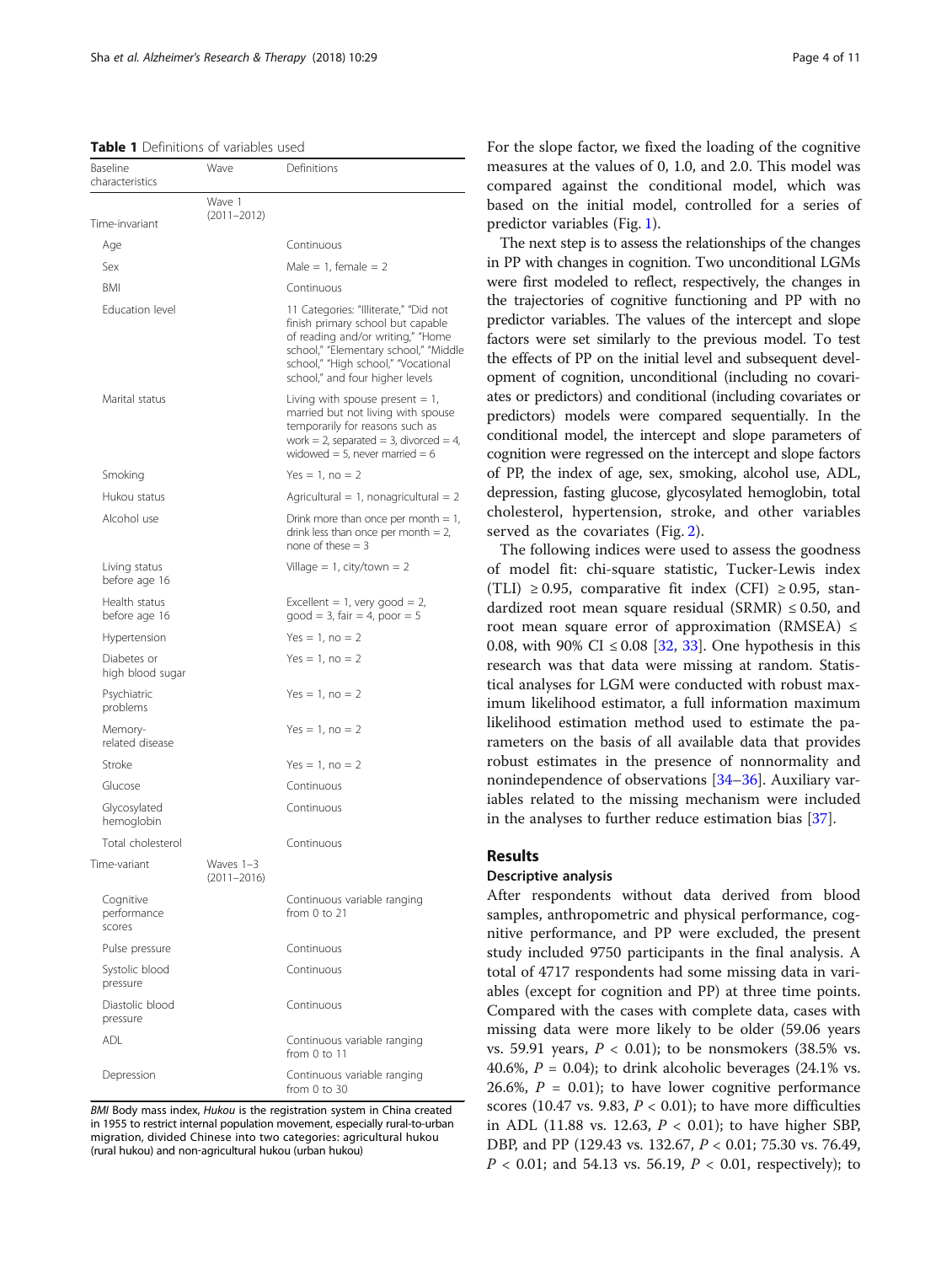**Table 1** Definitions of variables used

| Baseline characteristics | Wave | Definitions |
| --- | --- | --- |
| Time-invariant | Wave 1 (2011–2012) | |
| Age | | Continuous |
| Sex | | Male = 1, female = 2 |
| BMI | | Continuous |
| Education level | | 11 Categories: "Illiterate," "Did not finish primary school but capable of reading and/or writing," "Home school," "Elementary school," "Middle school," "High school," "Vocational school," and four higher levels |
| Marital status | | Living with spouse present = 1, married but not living with spouse temporarily for reasons such as work = 2, separated = 3, divorced = 4, widowed = 5, never married = 6 |
| Smoking | | Yes = 1, no = 2 |
| Hukou status | | Agricultural = 1, nonagricultural = 2 |
| Alcohol use | | Drink more than once per month = 1, drink less than once per month = 2, none of these = 3 |
| Living status before age 16 | | Village = 1, city/town = 2 |
| Health status before age 16 | | Excellent = 1, very good = 2, good = 3, fair = 4, poor = 5 |
| Hypertension | | Yes = 1, no = 2 |
| Diabetes or high blood sugar | | Yes = 1, no = 2 |
| Psychiatric problems | | Yes = 1, no = 2 |
| Memory-related disease | | Yes = 1, no = 2 |
| Stroke | | Yes = 1, no = 2 |
| Glucose | | Continuous |
| Glycosylated hemoglobin | | Continuous |
| Total cholesterol | | Continuous |
| Time-variant | Waves 1–3 (2011–2016) | |
| Cognitive performance scores | | Continuous variable ranging from 0 to 21 |
| Pulse pressure | | Continuous |
| Systolic blood pressure | | Continuous |
| Diastolic blood pressure | | Continuous |
| ADL | | Continuous variable ranging from 0 to 11 |
| Depression | | Continuous variable ranging from 0 to 30 |

*BMI* Body mass index, *Hukou* is the registration system in China created in 1955 to restrict internal population movement, especially rural-to-urban migration, divided Chinese into two categories: agricultural hukou (rural hukou) and non-agricultural hukou (urban hukou)

For the slope factor, we fixed the loading of the cognitive measures at the values of 0, 1.0, and 2.0. This model was compared against the conditional model, which was based on the initial model, controlled for a series of predictor variables (Fig. 1).

The next step is to assess the relationships of the changes in PP with changes in cognition. Two unconditional LGMs were first modeled to reflect, respectively, the changes in the trajectories of cognitive functioning and PP with no predictor variables. The values of the intercept and slope factors were set similarly to the previous model. To test the effects of PP on the initial level and subsequent development of cognition, unconditional (including no covariates or predictors) and conditional (including covariates or predictors) models were compared sequentially. In the conditional model, the intercept and slope parameters of cognition were regressed on the intercept and slope factors of PP, the index of age, sex, smoking, alcohol use, ADL, depression, fasting glucose, glycosylated hemoglobin, total cholesterol, hypertension, stroke, and other variables served as the covariates (Fig. 2).

The following indices were used to assess the goodness of model fit: chi-square statistic, Tucker-Lewis index (TLI) $\geq 0.95$, comparative fit index (CFI) $\geq 0.95$, standardized root mean square residual (SRMR) $\leq 0.50$, and root mean square error of approximation (RMSEA) $\leq 0.08$, with 90% CI $\leq 0.08$ [32, 33]. One hypothesis in this research was that data were missing at random. Statistical analyses for LGM were conducted with robust maximum likelihood estimator, a full information maximum likelihood estimation method used to estimate the parameters on the basis of all available data that provides robust estimates in the presence of nonnormality and nonindependence of observations [34–36]. Auxiliary variables related to the missing mechanism were included in the analyses to further reduce estimation bias [37].

## Results

### Descriptive analysis

After respondents without data derived from blood samples, anthropometric and physical performance, cognitive performance, and PP were excluded, the present study included 9750 participants in the final analysis. A total of 4717 respondents had some missing data in variables (except for cognition and PP) at three time points. Compared with the cases with complete data, cases with missing data were more likely to be older (59.06 years vs. 59.91 years, $P < 0.01$); to be nonsmokers (38.5% vs. 40.6%, $P = 0.04$); to drink alcoholic beverages (24.1% vs. 26.6%, $P = 0.01$); to have lower cognitive performance scores (10.47 vs. 9.83, $P < 0.01$); to have more difficulties in ADL (11.88 vs. 12.63, $P < 0.01$); to have higher SBP, DBP, and PP (129.43 vs. 132.67, $P < 0.01$; 75.30 vs. 76.49, $P < 0.01$; and 54.13 vs. 56.19, $P < 0.01$, respectively); to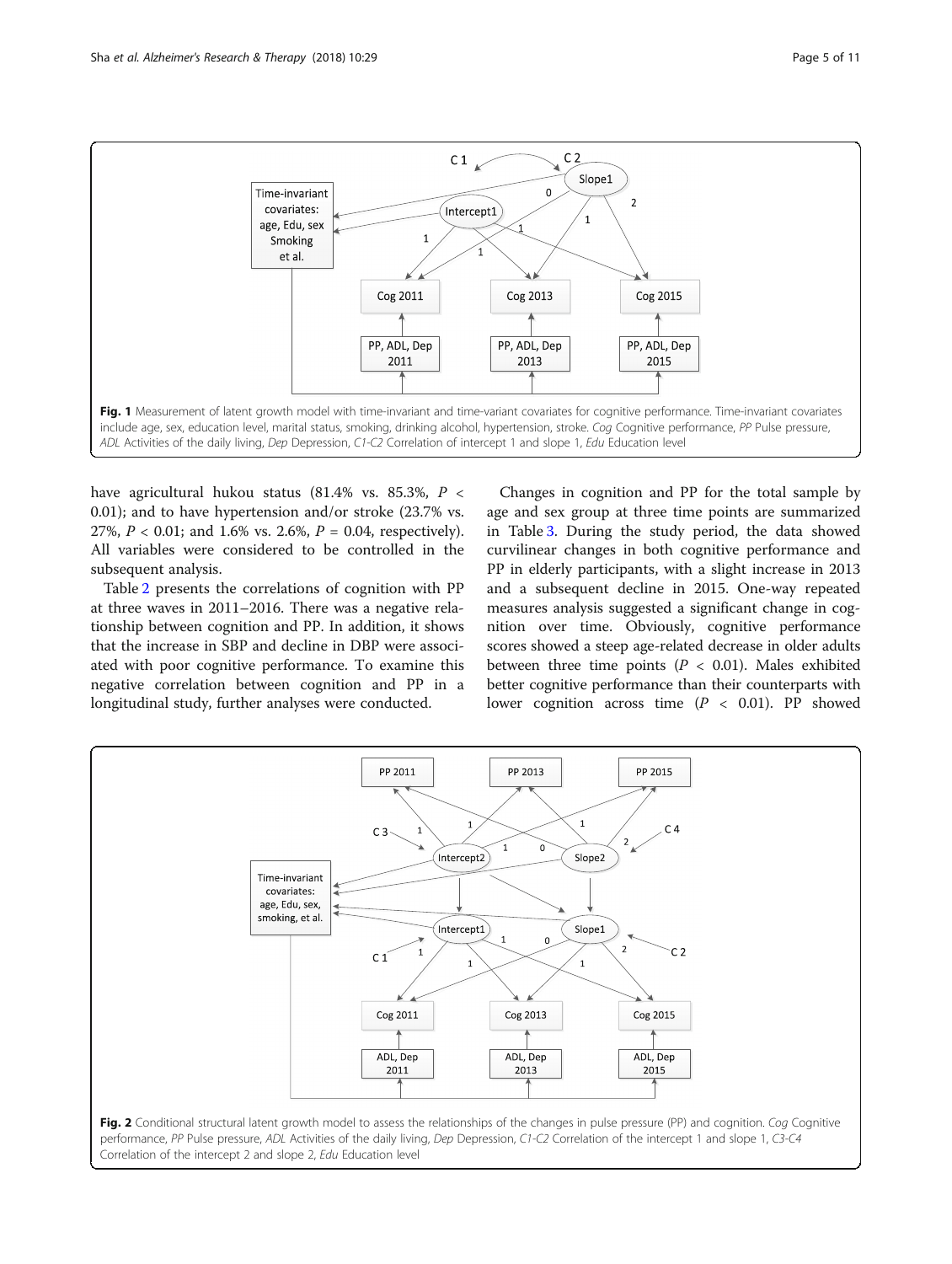Fig. 1 Measurement of latent growth model with time-invariant and time-variant covariates for cognitive performance. Time-invariant covariates include age, sex, education level, marital status, smoking, drinking alcohol, hypertension, stroke. *Cog* Cognitive performance, *PP* Pulse pressure, *ADL* Activities of the daily living, *Dep* Depression, *C1-C2* Correlation of intercept 1 and slope 1, *Edu* Education level

have agricultural hukou status (81.4% vs. 85.3%, $P < 0.01$); and to have hypertension and/or stroke (23.7% vs. 27%, $P < 0.01$; and 1.6% vs. 2.6%, $P = 0.04$, respectively). All variables were considered to be controlled in the subsequent analysis.

Table 2 presents the correlations of cognition with PP at three waves in 2011–2016. There was a negative relationship between cognition and PP. In addition, it shows that the increase in SBP and decline in DBP were associated with poor cognitive performance. To examine this negative correlation between cognition and PP in a longitudinal study, further analyses were conducted.

Changes in cognition and PP for the total sample by age and sex group at three time points are summarized in Table 3. During the study period, the data showed curvilinear changes in both cognitive performance and PP in elderly participants, with a slight increase in 2013 and a subsequent decline in 2015. One-way repeated measures analysis suggested a significant change in cognition over time. Obviously, cognitive performance scores showed a steep age-related decrease in older adults between three time points ($P < 0.01$). Males exhibited better cognitive performance than their counterparts with lower cognition across time ($P < 0.01$). PP showed

Fig. 2 Conditional structural latent growth model to assess the relationships of the changes in pulse pressure (PP) and cognition. *Cog* Cognitive performance, *PP* Pulse pressure, *ADL* Activities of the daily living, *Dep* Depression, *C1-C2* Correlation of the intercept 1 and slope 1, *C3-C4* Correlation of the intercept 2 and slope 2, *Edu* Education level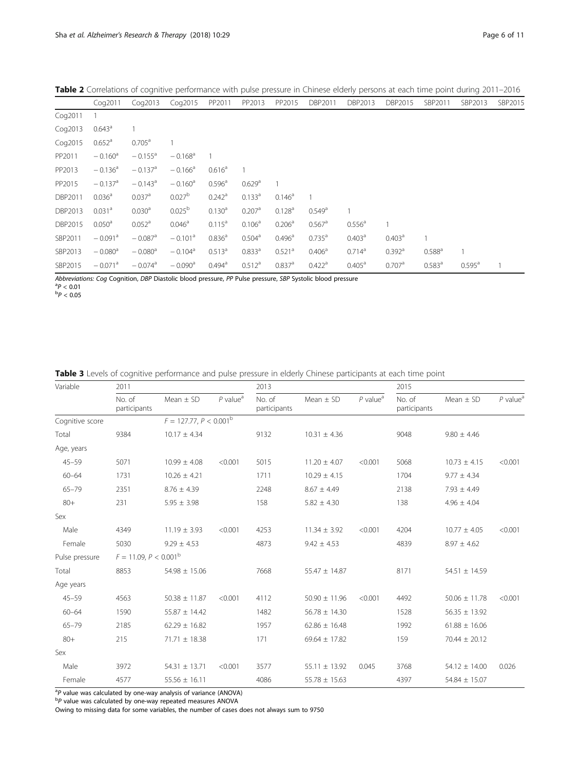**Table 2** Correlations of cognitive performance with pulse pressure in Chinese elderly persons at each time point during 2011–2016

| | Cog2011 | Cog2013 | Cog2015 | PP2011 | PP2013 | PP2015 | DBP2011 | DBP2013 | DBP2015 | SBP2011 | SBP2013 | SBP2015 |
|---|---|---|---|---|---|---|---|---|---|---|---|---|
| Cog2011 | 1 | | | | | | | | | | | |
| Cog2013 | 0.643[a] | 1 | | | | | | | | | | |
| Cog2015 | 0.652[a] | 0.705[a] | 1 | | | | | | | | | |
| PP2011 | − 0.160[a] | − 0.155[a] | − 0.168[a] | 1 | | | | | | | | |
| PP2013 | − 0.136[a] | − 0.137[a] | − 0.166[a] | 0.616[a] | 1 | | | | | | | |
| PP2015 | − 0.137[a] | − 0.143[a] | − 0.160[a] | 0.596[a] | 0.629[a] | 1 | | | | | | |
| DBP2011 | 0.036[a] | 0.037[a] | 0.027[b] | 0.242[a] | 0.133[a] | 0.146[a] | 1 | | | | | |
| DBP2013 | 0.031[a] | 0.030[a] | 0.025[b] | 0.130[a] | 0.207[a] | 0.128[a] | 0.549[a] | 1 | | | | |
| DBP2015 | 0.050[a] | 0.052[a] | 0.046[a] | 0.115[a] | 0.106[a] | 0.206[a] | 0.567[a] | 0.556[a] | 1 | | | |
| SBP2011 | − 0.091[a] | − 0.087[a] | − 0.101[a] | 0.836[a] | 0.504[a] | 0.496[a] | 0.735[a] | 0.403[a] | 0.403[a] | 1 | | |
| SBP2013 | − 0.080[a] | − 0.080[a] | − 0.104[a] | 0.513[a] | 0.833[a] | 0.521[a] | 0.406[a] | 0.714[a] | 0.392[a] | 0.588[a] | 1 | |
| SBP2015 | − 0.071[a] | − 0.074[a] | − 0.090[a] | 0.494[a] | 0.512[a] | 0.837[a] | 0.422[a] | 0.405[a] | 0.707[a] | 0.583[a] | 0.595[a] | 1 |

*Abbreviations: Cog* Cognition, *DBP* Diastolic blood pressure, *PP* Pulse pressure, *SBP* Systolic blood pressure
[a] $P < 0.01$
[b] $P < 0.05$

**Table 3** Levels of cognitive performance and pulse pressure in elderly Chinese participants at each time point

| Variable | 2011 | | | 2013 | | | 2015 | | |
|---|---|---|---|---|---|---|---|---|---|
| | No. of participants | Mean ± SD | *P* value[a] | No. of participants | Mean ± SD | *P* value[a] | No. of participants | Mean ± SD | *P* value[a] |
| Cognitive score | | $F = 127.77$, $P < 0.001$[b] | | | | | | | |
| Total | 9384 | 10.17 ± 4.34 | | 9132 | 10.31 ± 4.36 | | 9048 | 9.80 ± 4.46 | |
| Age, years | | | | | | | | | |
| 45–59 | 5071 | 10.99 ± 4.08 | <0.001 | 5015 | 11.20 ± 4.07 | <0.001 | 5068 | 10.73 ± 4.15 | <0.001 |
| 60–64 | 1731 | 10.26 ± 4.21 | | 1711 | 10.29 ± 4.15 | | 1704 | 9.77 ± 4.34 | |
| 65–79 | 2351 | 8.76 ± 4.39 | | 2248 | 8.67 ± 4.49 | | 2138 | 7.93 ± 4.49 | |
| 80+ | 231 | 5.95 ± 3.98 | | 158 | 5.82 ± 4.30 | | 138 | 4.96 ± 4.04 | |
| Sex | | | | | | | | | |
| Male | 4349 | 11.19 ± 3.93 | <0.001 | 4253 | 11.34 ± 3.92 | <0.001 | 4204 | 10.77 ± 4.05 | <0.001 |
| Female | 5030 | 9.29 ± 4.53 | | 4873 | 9.42 ± 4.53 | | 4839 | 8.97 ± 4.62 | |
| Pulse pressure | $F = 11.09$, $P < 0.001$[b] | | | | | | | | |
| Total | 8853 | 54.98 ± 15.06 | | 7668 | 55.47 ± 14.87 | | 8171 | 54.51 ± 14.59 | |
| Age years | | | | | | | | | |
| 45–59 | 4563 | 50.38 ± 11.87 | <0.001 | 4112 | 50.90 ± 11.96 | <0.001 | 4492 | 50.06 ± 11.78 | <0.001 |
| 60–64 | 1590 | 55.87 ± 14.42 | | 1482 | 56.78 ± 14.30 | | 1528 | 56.35 ± 13.92 | |
| 65–79 | 2185 | 62.29 ± 16.82 | | 1957 | 62.86 ± 16.48 | | 1992 | 61.88 ± 16.06 | |
| 80+ | 215 | 71.71 ± 18.38 | | 171 | 69.64 ± 17.82 | | 159 | 70.44 ± 20.12 | |
| Sex | | | | | | | | | |
| Male | 3972 | 54.31 ± 13.71 | <0.001 | 3577 | 55.11 ± 13.92 | 0.045 | 3768 | 54.12 ± 14.00 | 0.026 |
| Female | 4577 | 55.56 ± 16.11 | | 4086 | 55.78 ± 15.63 | | 4397 | 54.84 ± 15.07 | |

[a] *P* value was calculated by one-way analysis of variance (ANOVA)
[b] *P* value was calculated by one-way repeated measures ANOVA
Owing to missing data for some variables, the number of cases does not always sum to 9750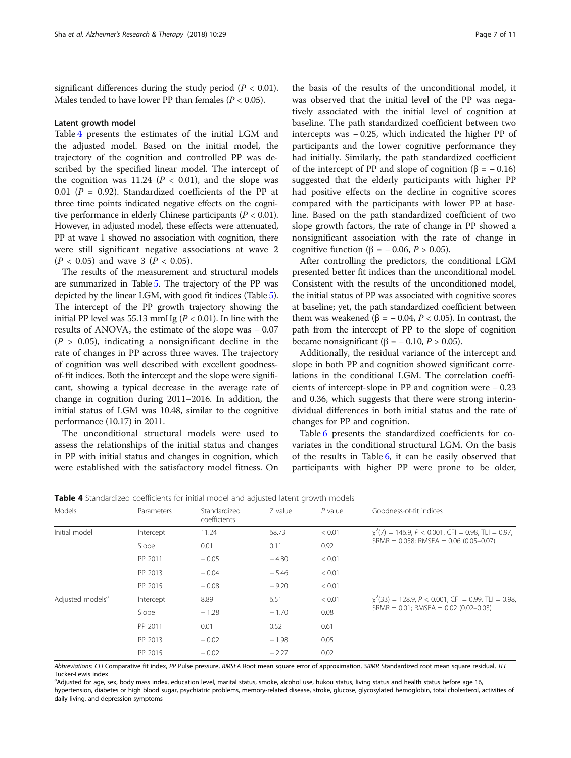significant differences during the study period ($P < 0.01$). Males tended to have lower PP than females ($P < 0.05$).

### Latent growth model

Table 4 presents the estimates of the initial LGM and the adjusted model. Based on the initial model, the trajectory of the cognition and controlled PP was described by the specified linear model. The intercept of the cognition was 11.24 ($P < 0.01$), and the slope was 0.01 ($P = 0.92$). Standardized coefficients of the PP at three time points indicated negative effects on the cognitive performance in elderly Chinese participants ($P < 0.01$). However, in adjusted model, these effects were attenuated, PP at wave 1 showed no association with cognition, there were still significant negative associations at wave 2 ($P < 0.05$) and wave 3 ($P < 0.05$).

The results of the measurement and structural models are summarized in Table 5. The trajectory of the PP was depicted by the linear LGM, with good fit indices (Table 5). The intercept of the PP growth trajectory showing the initial PP level was 55.13 mmHg ($P < 0.01$). In line with the results of ANOVA, the estimate of the slope was − 0.07 ($P > 0.05$), indicating a nonsignificant decline in the rate of changes in PP across three waves. The trajectory of cognition was well described with excellent goodness-of-fit indices. Both the intercept and the slope were significant, showing a typical decrease in the average rate of change in cognition during 2011–2016. In addition, the initial status of LGM was 10.48, similar to the cognitive performance (10.17) in 2011.

The unconditional structural models were used to assess the relationships of the initial status and changes in PP with initial status and changes in cognition, which were established with the satisfactory model fitness. On the basis of the results of the unconditional model, it was observed that the initial level of the PP was negatively associated with the initial level of cognition at baseline. The path standardized coefficient between two intercepts was − 0.25, which indicated the higher PP of participants and the lower cognitive performance they had initially. Similarly, the path standardized coefficient of the intercept of PP and slope of cognition ($\beta = -0.16$) suggested that the elderly participants with higher PP had positive effects on the decline in cognitive scores compared with the participants with lower PP at baseline. Based on the path standardized coefficient of two slope growth factors, the rate of change in PP showed a nonsignificant association with the rate of change in cognitive function ($\beta = -0.06$, $P > 0.05$).

After controlling the predictors, the conditional LGM presented better fit indices than the unconditional model. Consistent with the results of the unconditioned model, the initial status of PP was associated with cognitive scores at baseline; yet, the path standardized coefficient between them was weakened ($\beta = -0.04$, $P < 0.05$). In contrast, the path from the intercept of PP to the slope of cognition became nonsignificant ($\beta = -0.10$, $P > 0.05$).

Additionally, the residual variance of the intercept and slope in both PP and cognition showed significant correlations in the conditional LGM. The correlation coefficients of intercept-slope in PP and cognition were − 0.23 and 0.36, which suggests that there were strong interindividual differences in both initial status and the rate of changes for PP and cognition.

Table 6 presents the standardized coefficients for covariates in the conditional structural LGM. On the basis of the results in Table 6, it can be easily observed that participants with higher PP were prone to be older,

**Table 4** Standardized coefficients for initial model and adjusted latent growth models

| Models | Parameters | Standardized coefficients | Z value | P value | Goodness-of-fit indices |
|---|---|---|---|---|---|
| Initial model | Intercept | 11.24 | 68.73 | < 0.01 | $\chi^2(7) = 146.9$, $P < 0.001$, CFI = 0.98, TLI = 0.97, SRMR = 0.058; RMSEA = 0.06 (0.05–0.07) |
| | Slope | 0.01 | 0.11 | 0.92 | |
| | PP 2011 | − 0.05 | − 4.80 | < 0.01 | |
| | PP 2013 | − 0.04 | − 5.46 | < 0.01 | |
| | PP 2015 | − 0.08 | − 9.20 | < 0.01 | |
| Adjusted models[a] | Intercept | 8.89 | 6.51 | < 0.01 | $\chi^2(33) = 128.9$, $P < 0.001$, CFI = 0.99, TLI = 0.98, SRMR = 0.01; RMSEA = 0.02 (0.02–0.03) |
| | Slope | − 1.28 | − 1.70 | 0.08 | |
| | PP 2011 | 0.01 | 0.52 | 0.61 | |
| | PP 2013 | − 0.02 | − 1.98 | 0.05 | |
| | PP 2015 | − 0.02 | − 2.27 | 0.02 | |

*Abbreviations: CFI* Comparative fit index, *PP* Pulse pressure, *RMSEA* Root mean square error of approximation, *SRMR* Standardized root mean square residual, *TLI* Tucker-Lewis index

[a]Adjusted for age, sex, body mass index, education level, marital status, smoke, alcohol use, hukou status, living status and health status before age 16, hypertension, diabetes or high blood sugar, psychiatric problems, memory-related disease, stroke, glucose, glycosylated hemoglobin, total cholesterol, activities of daily living, and depression symptoms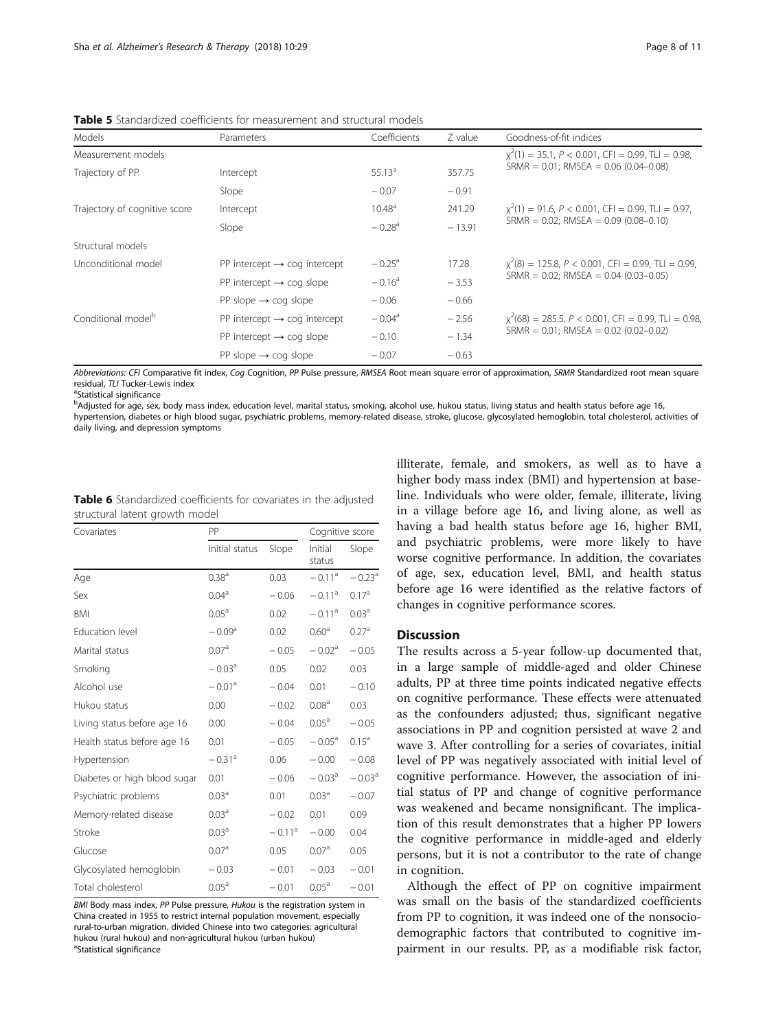**Table 5** Standardized coefficients for measurement and structural models

| Models | Parameters | Coefficients | Z value | Goodness-of-fit indices |
|---|---|---|---|---|
| Measurement models | | | | $\chi^2(1) = 35.1$, $P < 0.001$, CFI = 0.99, TLI = 0.98, SRMR = 0.01; RMSEA = 0.06 (0.04–0.08) |
| Trajectory of PP | Intercept | 55.13[a] | 357.75 | |
| | Slope | − 0.07 | − 0.91 | |
| Trajectory of cognitive score | Intercept | 10.48[a] | 241.29 | $\chi^2(1) = 91.6$, $P < 0.001$, CFI = 0.99, TLI = 0.97, SRMR = 0.02; RMSEA = 0.09 (0.08–0.10) |
| | Slope | − 0.28[a] | − 13.91 | |
| Structural models | | | | |
| Unconditional model | PP intercept → cog intercept | − 0.25[a] | 17.28 | $\chi^2(8) = 125.8$, $P < 0.001$, CFI = 0.99, TLI = 0.99, SRMR = 0.02; RMSEA = 0.04 (0.03–0.05) |
| | PP intercept → cog slope | − 0.16[a] | − 3.53 | |
| | PP slope → cog slope | − 0.06 | − 0.66 | |
| Conditional model[b] | PP intercept → cog intercept | − 0.04[a] | − 2.56 | $\chi^2(68) = 285.5$, $P < 0.001$, CFI = 0.99, TLI = 0.98, SRMR = 0.01; RMSEA = 0.02 (0.02–0.02) |
| | PP intercept → cog slope | − 0.10 | − 1.34 | |
| | PP slope → cog slope | − 0.07 | − 0.63 | |

*Abbreviations: CFI* Comparative fit index, *Cog* Cognition, *PP* Pulse pressure, *RMSEA* Root mean square error of approximation, *SRMR* Standardized root mean square residual, *TLI* Tucker-Lewis index
[a]Statistical significance
[b]Adjusted for age, sex, body mass index, education level, marital status, smoking, alcohol use, hukou status, living status and health status before age 16, hypertension, diabetes or high blood sugar, psychiatric problems, memory-related disease, stroke, glucose, glycosylated hemoglobin, total cholesterol, activities of daily living, and depression symptoms

**Table 6** Standardized coefficients for covariates in the adjusted structural latent growth model

| Covariates | PP | | Cognitive score | |
|---|---|---|---|---|
| | Initial status | Slope | Initial status | Slope |
| Age | 0.38[a] | 0.03 | − 0.11[a] | − 0.23[a] |
| Sex | 0.04[a] | − 0.06 | − 0.11[a] | 0.17[a] |
| BMI | 0.05[a] | 0.02 | − 0.11[a] | 0.03[a] |
| Education level | − 0.09[a] | 0.02 | 0.60[a] | 0.27[a] |
| Marital status | 0.07[a] | − 0.05 | − 0.02[a] | − 0.05 |
| Smoking | − 0.03[a] | 0.05 | 0.02 | 0.03 |
| Alcohol use | − 0.01[a] | − 0.04 | 0.01 | − 0.10 |
| Hukou status | 0.00 | − 0.02 | 0.08[a] | 0.03 |
| Living status before age 16 | 0.00 | − 0.04 | 0.05[a] | − 0.05 |
| Health status before age 16 | 0.01 | − 0.05 | − 0.05[a] | 0.15[a] |
| Hypertension | − 0.31[a] | 0.06 | − 0.00 | − 0.08 |
| Diabetes or high blood sugar | 0.01 | − 0.06 | − 0.03[a] | − 0.03[a] |
| Psychiatric problems | 0.03[a] | 0.01 | 0.03[a] | − 0.07 |
| Memory-related disease | 0.03[a] | − 0.02 | 0.01 | 0.09 |
| Stroke | 0.03[a] | − 0.11[a] | − 0.00 | 0.04 |
| Glucose | 0.07[a] | 0.05 | 0.07[a] | 0.05 |
| Glycosylated hemoglobin | − 0.03 | − 0.01 | − 0.03 | − 0.01 |
| Total cholesterol | 0.05[a] | − 0.01 | 0.05[a] | − 0.01 |

*BMI* Body mass index, *PP* Pulse pressure, *Hukou* is the registration system in China created in 1955 to restrict internal population movement, especially rural-to-urban migration, divided Chinese into two categories: agricultural hukou (rural hukou) and non-agricultural hukou (urban hukou)
[a]Statistical significance

illiterate, female, and smokers, as well as to have a higher body mass index (BMI) and hypertension at baseline. Individuals who were older, female, illiterate, living in a village before age 16, and living alone, as well as having a bad health status before age 16, higher BMI, and psychiatric problems, were more likely to have worse cognitive performance. In addition, the covariates of age, sex, education level, BMI, and health status before age 16 were identified as the relative factors of changes in cognitive performance scores.

## Discussion

The results across a 5-year follow-up documented that, in a large sample of middle-aged and older Chinese adults, PP at three time points indicated negative effects on cognitive performance. These effects were attenuated as the confounders adjusted; thus, significant negative associations in PP and cognition persisted at wave 2 and wave 3. After controlling for a series of covariates, initial level of PP was negatively associated with initial level of cognitive performance. However, the association of initial status of PP and change of cognitive performance was weakened and became nonsignificant. The implication of this result demonstrates that a higher PP lowers the cognitive performance in middle-aged and elderly persons, but it is not a contributor to the rate of change in cognition.

Although the effect of PP on cognitive impairment was small on the basis of the standardized coefficients from PP to cognition, it was indeed one of the nonsociodemographic factors that contributed to cognitive impairment in our results. PP, as a modifiable risk factor,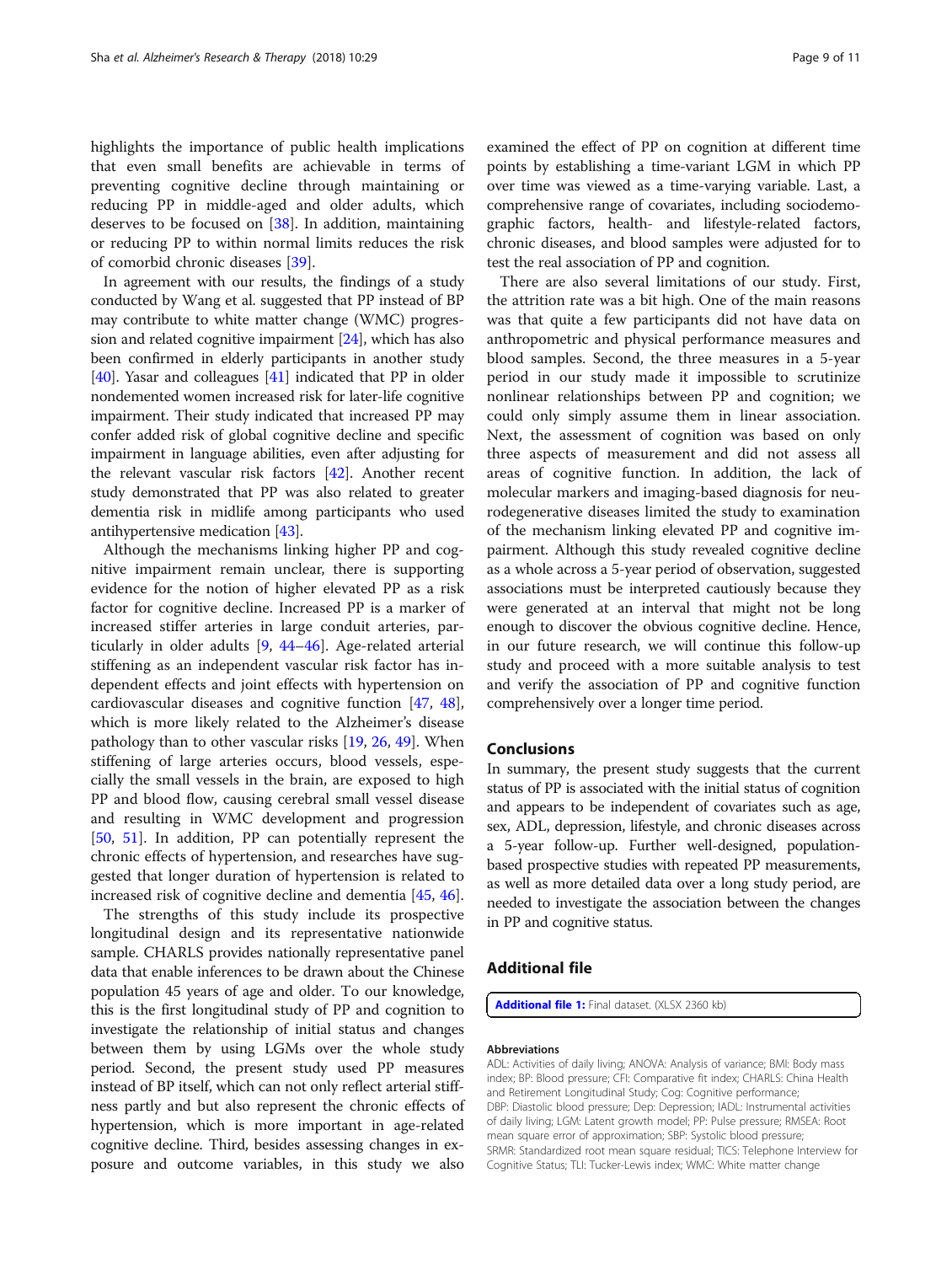highlights the importance of public health implications that even small benefits are achievable in terms of preventing cognitive decline through maintaining or reducing PP in middle-aged and older adults, which deserves to be focused on [38]. In addition, maintaining or reducing PP to within normal limits reduces the risk of comorbid chronic diseases [39].

In agreement with our results, the findings of a study conducted by Wang et al. suggested that PP instead of BP may contribute to white matter change (WMC) progression and related cognitive impairment [24], which has also been confirmed in elderly participants in another study [40]. Yasar and colleagues [41] indicated that PP in older nondemented women increased risk for later-life cognitive impairment. Their study indicated that increased PP may confer added risk of global cognitive decline and specific impairment in language abilities, even after adjusting for the relevant vascular risk factors [42]. Another recent study demonstrated that PP was also related to greater dementia risk in midlife among participants who used antihypertensive medication [43].

Although the mechanisms linking higher PP and cognitive impairment remain unclear, there is supporting evidence for the notion of higher elevated PP as a risk factor for cognitive decline. Increased PP is a marker of increased stiffer arteries in large conduit arteries, particularly in older adults [9, 44–46]. Age-related arterial stiffening as an independent vascular risk factor has independent effects and joint effects with hypertension on cardiovascular diseases and cognitive function [47, 48], which is more likely related to the Alzheimer's disease pathology than to other vascular risks [19, 26, 49]. When stiffening of large arteries occurs, blood vessels, especially the small vessels in the brain, are exposed to high PP and blood flow, causing cerebral small vessel disease and resulting in WMC development and progression [50, 51]. In addition, PP can potentially represent the chronic effects of hypertension, and researches have suggested that longer duration of hypertension is related to increased risk of cognitive decline and dementia [45, 46].

The strengths of this study include its prospective longitudinal design and its representative nationwide sample. CHARLS provides nationally representative panel data that enable inferences to be drawn about the Chinese population 45 years of age and older. To our knowledge, this is the first longitudinal study of PP and cognition to investigate the relationship of initial status and changes between them by using LGMs over the whole study period. Second, the present study used PP measures instead of BP itself, which can not only reflect arterial stiffness partly and but also represent the chronic effects of hypertension, which is more important in age-related cognitive decline. Third, besides assessing changes in exposure and outcome variables, in this study we also examined the effect of PP on cognition at different time points by establishing a time-variant LGM in which PP over time was viewed as a time-varying variable. Last, a comprehensive range of covariates, including sociodemographic factors, health- and lifestyle-related factors, chronic diseases, and blood samples were adjusted for to test the real association of PP and cognition.

There are also several limitations of our study. First, the attrition rate was a bit high. One of the main reasons was that quite a few participants did not have data on anthropometric and physical performance measures and blood samples. Second, the three measures in a 5-year period in our study made it impossible to scrutinize nonlinear relationships between PP and cognition; we could only simply assume them in linear association. Next, the assessment of cognition was based on only three aspects of measurement and did not assess all areas of cognitive function. In addition, the lack of molecular markers and imaging-based diagnosis for neurodegenerative diseases limited the study to examination of the mechanism linking elevated PP and cognitive impairment. Although this study revealed cognitive decline as a whole across a 5-year period of observation, suggested associations must be interpreted cautiously because they were generated at an interval that might not be long enough to discover the obvious cognitive decline. Hence, in our future research, we will continue this follow-up study and proceed with a more suitable analysis to test and verify the association of PP and cognitive function comprehensively over a longer time period.

## Conclusions

In summary, the present study suggests that the current status of PP is associated with the initial status of cognition and appears to be independent of covariates such as age, sex, ADL, depression, lifestyle, and chronic diseases across a 5-year follow-up. Further well-designed, population-based prospective studies with repeated PP measurements, as well as more detailed data over a long study period, are needed to investigate the association between the changes in PP and cognitive status.

## Additional file

**Additional file 1:** Final dataset. (XLSX 2360 kb)

#### Abbreviations

ADL: Activities of daily living; ANOVA: Analysis of variance; BMI: Body mass index; BP: Blood pressure; CFI: Comparative fit index; CHARLS: China Health and Retirement Longitudinal Study; Cog: Cognitive performance; DBP: Diastolic blood pressure; Dep: Depression; IADL: Instrumental activities of daily living; LGM: Latent growth model; PP: Pulse pressure; RMSEA: Root mean square error of approximation; SBP: Systolic blood pressure; SRMR: Standardized root mean square residual; TICS: Telephone Interview for Cognitive Status; TLI: Tucker-Lewis index; WMC: White matter change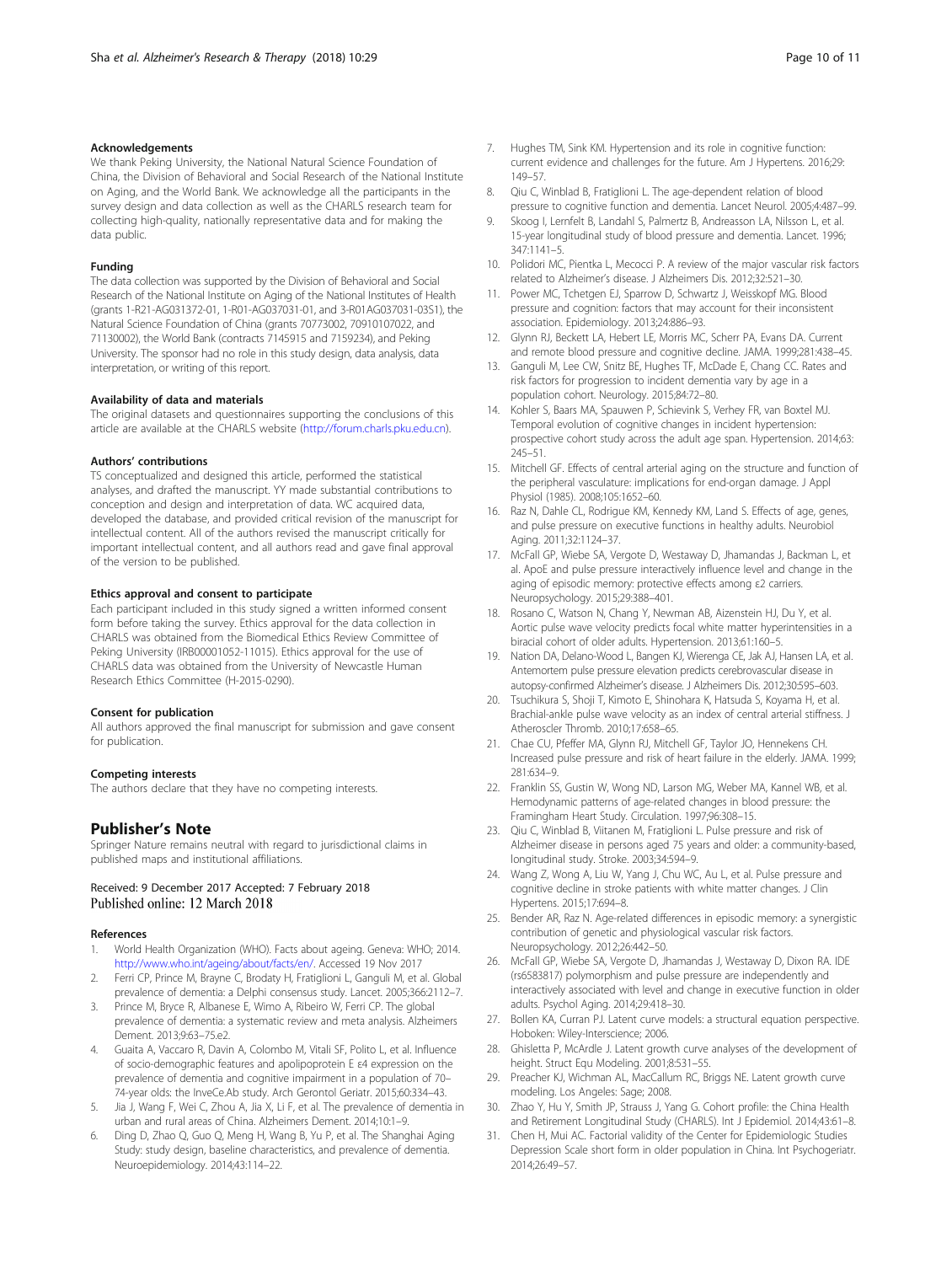#### Acknowledgements

We thank Peking University, the National Natural Science Foundation of China, the Division of Behavioral and Social Research of the National Institute on Aging, and the World Bank. We acknowledge all the participants in the survey design and data collection as well as the CHARLS research team for collecting high-quality, nationally representative data and for making the data public.

#### Funding

The data collection was supported by the Division of Behavioral and Social Research of the National Institute on Aging of the National Institutes of Health (grants 1-R21-AG031372-01, 1-R01-AG037031-01, and 3-R01AG037031-03S1), the Natural Science Foundation of China (grants 70773002, 70910107022, and 71130002), the World Bank (contracts 7145915 and 7159234), and Peking University. The sponsor had no role in this study design, data analysis, data interpretation, or writing of this report.

#### Availability of data and materials

The original datasets and questionnaires supporting the conclusions of this article are available at the CHARLS website (http://forum.charls.pku.edu.cn).

#### Authors' contributions

TS conceptualized and designed this article, performed the statistical analyses, and drafted the manuscript. YY made substantial contributions to conception and design and interpretation of data. WC acquired data, developed the database, and provided critical revision of the manuscript for intellectual content. All of the authors revised the manuscript critically for important intellectual content, and all authors read and gave final approval of the version to be published.

#### Ethics approval and consent to participate

Each participant included in this study signed a written informed consent form before taking the survey. Ethics approval for the data collection in CHARLS was obtained from the Biomedical Ethics Review Committee of Peking University (IRB00001052-11015). Ethics approval for the use of CHARLS data was obtained from the University of Newcastle Human Research Ethics Committee (H-2015-0290).

#### Consent for publication

All authors approved the final manuscript for submission and gave consent for publication.

#### Competing interests

The authors declare that they have no competing interests.

## Publisher's Note

Springer Nature remains neutral with regard to jurisdictional claims in published maps and institutional affiliations.

Received: 9 December 2017 Accepted: 7 February 2018
Published online: 12 March 2018

#### References

1. World Health Organization (WHO). Facts about ageing. Geneva: WHO; 2014. http://www.who.int/ageing/about/facts/en/. Accessed 19 Nov 2017
2. Ferri CP, Prince M, Brayne C, Brodaty H, Fratiglioni L, Ganguli M, et al. Global prevalence of dementia: a Delphi consensus study. Lancet. 2005;366:2112–7.
3. Prince M, Bryce R, Albanese E, Wimo A, Ribeiro W, Ferri CP. The global prevalence of dementia: a systematic review and meta analysis. Alzheimers Dement. 2013;9:63–75.e2.
4. Guaita A, Vaccaro R, Davin A, Colombo M, Vitali SF, Polito L, et al. Influence of socio-demographic features and apolipoprotein E ε4 expression on the prevalence of dementia and cognitive impairment in a population of 70–74-year olds: the InveCe.Ab study. Arch Gerontol Geriatr. 2015;60:334–43.
5. Jia J, Wang F, Wei C, Zhou A, Jia X, Li F, et al. The prevalence of dementia in urban and rural areas of China. Alzheimers Dement. 2014;10:1–9.
6. Ding D, Zhao Q, Guo Q, Meng H, Wang B, Yu P, et al. The Shanghai Aging Study: study design, baseline characteristics, and prevalence of dementia. Neuroepidemiology. 2014;43:114–22.
7. Hughes TM, Sink KM. Hypertension and its role in cognitive function: current evidence and challenges for the future. Am J Hypertens. 2016;29:149–57.
8. Qiu C, Winblad B, Fratiglioni L. The age-dependent relation of blood pressure to cognitive function and dementia. Lancet Neurol. 2005;4:487–99.
9. Skoog I, Lernfelt B, Landahl S, Palmertz B, Andreasson LA, Nilsson L, et al. 15-year longitudinal study of blood pressure and dementia. Lancet. 1996;347:1141–5.
10. Polidori MC, Pientka L, Mecocci P. A review of the major vascular risk factors related to Alzheimer's disease. J Alzheimers Dis. 2012;32:521–30.
11. Power MC, Tchetgen EJ, Sparrow D, Schwartz J, Weisskopf MG. Blood pressure and cognition: factors that may account for their inconsistent association. Epidemiology. 2013;24:886–93.
12. Glynn RJ, Beckett LA, Hebert LE, Morris MC, Scherr PA, Evans DA. Current and remote blood pressure and cognitive decline. JAMA. 1999;281:438–45.
13. Ganguli M, Lee CW, Snitz BE, Hughes TF, McDade E, Chang CC. Rates and risk factors for progression to incident dementia vary by age in a population cohort. Neurology. 2015;84:72–80.
14. Kohler S, Baars MA, Spauwen P, Schievink S, Verhey FR, van Boxtel MJ. Temporal evolution of cognitive changes in incident hypertension: prospective cohort study across the adult age span. Hypertension. 2014;63:245–51.
15. Mitchell GF. Effects of central arterial aging on the structure and function of the peripheral vasculature: implications for end-organ damage. J Appl Physiol (1985). 2008;105:1652–60.
16. Raz N, Dahle CL, Rodrigue KM, Kennedy KM, Land S. Effects of age, genes, and pulse pressure on executive functions in healthy adults. Neurobiol Aging. 2011;32:1124–37.
17. McFall GP, Wiebe SA, Vergote D, Westaway D, Jhamandas J, Backman L, et al. ApoE and pulse pressure interactively influence level and change in the aging of episodic memory: protective effects among ε2 carriers. Neuropsychology. 2015;29:388–401.
18. Rosano C, Watson N, Chang Y, Newman AB, Aizenstein HJ, Du Y, et al. Aortic pulse wave velocity predicts focal white matter hyperintensities in a biracial cohort of older adults. Hypertension. 2013;61:160–5.
19. Nation DA, Delano-Wood L, Bangen KJ, Wierenga CE, Jak AJ, Hansen LA, et al. Antemortem pulse pressure elevation predicts cerebrovascular disease in autopsy-confirmed Alzheimer's disease. J Alzheimers Dis. 2012;30:595–603.
20. Tsuchikura S, Shoji T, Kimoto E, Shinohara K, Hatsuda S, Koyama H, et al. Brachial-ankle pulse wave velocity as an index of central arterial stiffness. J Atheroscler Thromb. 2010;17:658–65.
21. Chae CU, Pfeffer MA, Glynn RJ, Mitchell GF, Taylor JO, Hennekens CH. Increased pulse pressure and risk of heart failure in the elderly. JAMA. 1999;281:634–9.
22. Franklin SS, Gustin W, Wong ND, Larson MG, Weber MA, Kannel WB, et al. Hemodynamic patterns of age-related changes in blood pressure: the Framingham Heart Study. Circulation. 1997;96:308–15.
23. Qiu C, Winblad B, Viitanen M, Fratiglioni L. Pulse pressure and risk of Alzheimer disease in persons aged 75 years and older: a community-based, longitudinal study. Stroke. 2003;34:594–9.
24. Wang Z, Wong A, Liu W, Yang J, Chu WC, Au L, et al. Pulse pressure and cognitive decline in stroke patients with white matter changes. J Clin Hypertens. 2015;17:694–8.
25. Bender AR, Raz N. Age-related differences in episodic memory: a synergistic contribution of genetic and physiological vascular risk factors. Neuropsychology. 2012;26:442–50.
26. McFall GP, Wiebe SA, Vergote D, Westaway D, Dixon RA. IDE (rs6583817) polymorphism and pulse pressure are independently and interactively associated with level and change in executive function in older adults. Psychol Aging. 2014;29:418–30.
27. Bollen KA, Curran PJ. Latent curve models: a structural equation perspective. Hoboken: Wiley-Interscience; 2006.
28. Ghisletta P, McArdle J. Latent growth curve analyses of the development of height. Struct Equ Modeling. 2001;8:531–55.
29. Preacher KJ, Wichman AL, MacCallum RC, Briggs NE. Latent growth curve modeling. Los Angeles: Sage; 2008.
30. Zhao Y, Hu Y, Smith JP, Strauss J, Yang G. Cohort profile: the China Health and Retirement Longitudinal Study (CHARLS). Int J Epidemiol. 2014;43:61–8.
31. Chen H, Mui AC. Factorial validity of the Center for Epidemiologic Studies Depression Scale short form in older population in China. Int Psychogeriatr. 2014;26:49–57.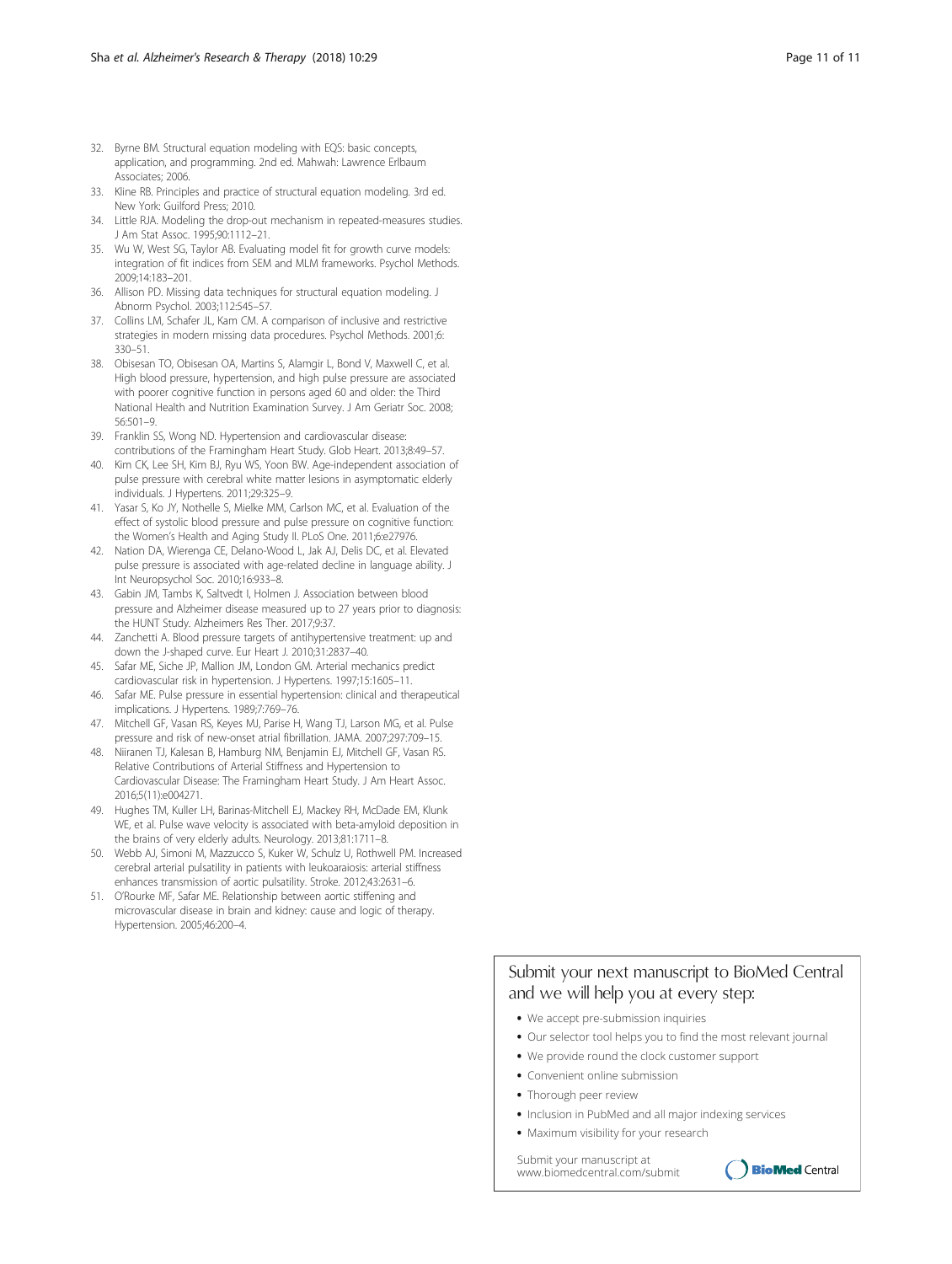32. Byrne BM. Structural equation modeling with EQS: basic concepts, application, and programming. 2nd ed. Mahwah: Lawrence Erlbaum Associates; 2006.
33. Kline RB. Principles and practice of structural equation modeling. 3rd ed. New York: Guilford Press; 2010.
34. Little RJA. Modeling the drop-out mechanism in repeated-measures studies. J Am Stat Assoc. 1995;90:1112–21.
35. Wu W, West SG, Taylor AB. Evaluating model fit for growth curve models: integration of fit indices from SEM and MLM frameworks. Psychol Methods. 2009;14:183–201.
36. Allison PD. Missing data techniques for structural equation modeling. J Abnorm Psychol. 2003;112:545–57.
37. Collins LM, Schafer JL, Kam CM. A comparison of inclusive and restrictive strategies in modern missing data procedures. Psychol Methods. 2001;6: 330–51.
38. Obisesan TO, Obisesan OA, Martins S, Alamgir L, Bond V, Maxwell C, et al. High blood pressure, hypertension, and high pulse pressure are associated with poorer cognitive function in persons aged 60 and older: the Third National Health and Nutrition Examination Survey. J Am Geriatr Soc. 2008; 56:501–9.
39. Franklin SS, Wong ND. Hypertension and cardiovascular disease: contributions of the Framingham Heart Study. Glob Heart. 2013;8:49–57.
40. Kim CK, Lee SH, Kim BJ, Ryu WS, Yoon BW. Age-independent association of pulse pressure with cerebral white matter lesions in asymptomatic elderly individuals. J Hypertens. 2011;29:325–9.
41. Yasar S, Ko JY, Nothelle S, Mielke MM, Carlson MC, et al. Evaluation of the effect of systolic blood pressure and pulse pressure on cognitive function: the Women's Health and Aging Study II. PLoS One. 2011;6:e27976.
42. Nation DA, Wierenga CE, Delano-Wood L, Jak AJ, Delis DC, et al. Elevated pulse pressure is associated with age-related decline in language ability. J Int Neuropsychol Soc. 2010;16:933–8.
43. Gabin JM, Tambs K, Saltvedt I, Holmen J. Association between blood pressure and Alzheimer disease measured up to 27 years prior to diagnosis: the HUNT Study. Alzheimers Res Ther. 2017;9:37.
44. Zanchetti A. Blood pressure targets of antihypertensive treatment: up and down the J-shaped curve. Eur Heart J. 2010;31:2837–40.
45. Safar ME, Siche JP, Mallion JM, London GM. Arterial mechanics predict cardiovascular risk in hypertension. J Hypertens. 1997;15:1605–11.
46. Safar ME. Pulse pressure in essential hypertension: clinical and therapeutical implications. J Hypertens. 1989;7:769–76.
47. Mitchell GF, Vasan RS, Keyes MJ, Parise H, Wang TJ, Larson MG, et al. Pulse pressure and risk of new-onset atrial fibrillation. JAMA. 2007;297:709–15.
48. Niiranen TJ, Kalesan B, Hamburg NM, Benjamin EJ, Mitchell GF, Vasan RS. Relative Contributions of Arterial Stiffness and Hypertension to Cardiovascular Disease: The Framingham Heart Study. J Am Heart Assoc. 2016;5(11):e004271.
49. Hughes TM, Kuller LH, Barinas-Mitchell EJ, Mackey RH, McDade EM, Klunk WE, et al. Pulse wave velocity is associated with beta-amyloid deposition in the brains of very elderly adults. Neurology. 2013;81:1711–8.
50. Webb AJ, Simoni M, Mazzucco S, Kuker W, Schulz U, Rothwell PM. Increased cerebral arterial pulsatility in patients with leukoaraiosis: arterial stiffness enhances transmission of aortic pulsatility. Stroke. 2012;43:2631–6.
51. O'Rourke MF, Safar ME. Relationship between aortic stiffening and microvascular disease in brain and kidney: cause and logic of therapy. Hypertension. 2005;46:200–4.

Submit your next manuscript to BioMed Central and we will help you at every step:

- We accept pre-submission inquiries
- Our selector tool helps you to find the most relevant journal
- We provide round the clock customer support
- Convenient online submission
- Thorough peer review
- Inclusion in PubMed and all major indexing services
- Maximum visibility for your research

Submit your manuscript at www.biomedcentral.com/submit

BioMed Central